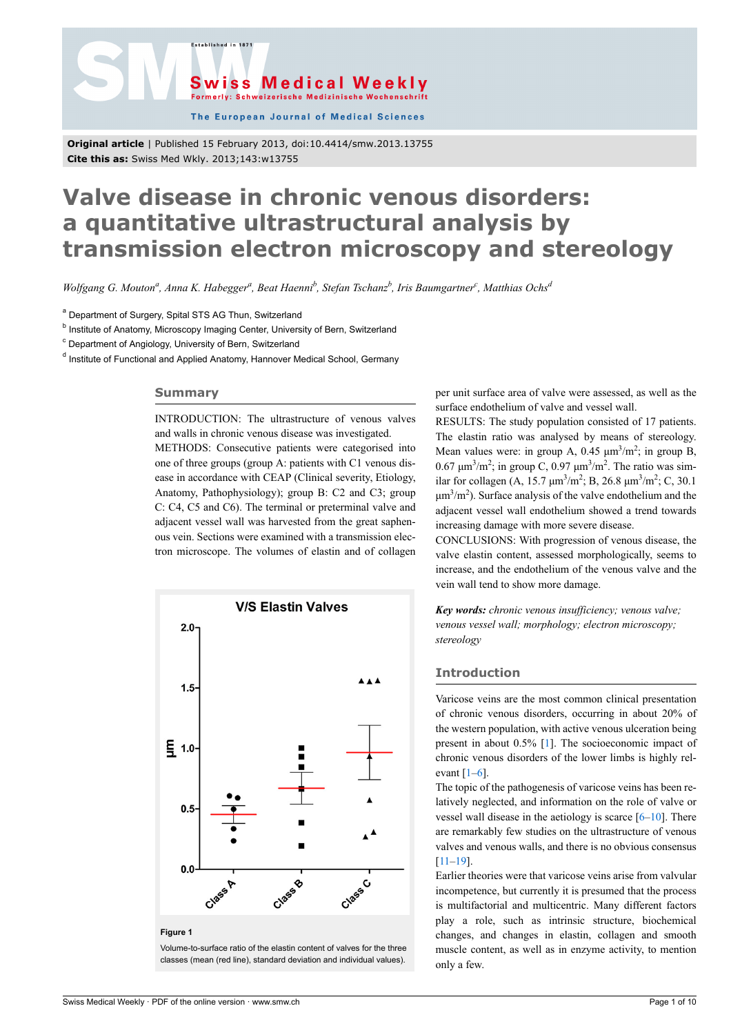Original article | Published 15 February 2013, doi:10.4414/smw.2013.13755
**Cite this as:** Swiss Med Wkly. 2013;143:w13755

# Valve disease in chronic venous disorders: a quantitative ultrastructural analysis by transmission electron microscopy and stereology

*Wolfgang G. Mouton[a], Anna K. Habegger[a], Beat Haenni[b], Stefan Tschanz[b], Iris Baumgartner[c], Matthias Ochs[d]*

[a] Department of Surgery, Spital STS AG Thun, Switzerland
[b] Institute of Anatomy, Microscopy Imaging Center, University of Bern, Switzerland
[c] Department of Angiology, University of Bern, Switzerland
[d] Institute of Functional and Applied Anatomy, Hannover Medical School, Germany

## Summary

INTRODUCTION: The ultrastructure of venous valves and walls in chronic venous disease was investigated.
METHODS: Consecutive patients were categorised into one of three groups (group A: patients with C1 venous disease in accordance with CEAP (Clinical severity, Etiology, Anatomy, Pathophysiology); group B: C2 and C3; group C: C4, C5 and C6). The terminal or preterminal valve and adjacent vessel wall was harvested from the great saphenous vein. Sections were examined with a transmission electron microscope. The volumes of elastin and of collagen per unit surface area of valve were assessed, as well as the surface endothelium of valve and vessel wall.
RESULTS: The study population consisted of 17 patients. The elastin ratio was analysed by means of stereology. Mean values were: in group A, 0.45 μm$^3$/m$^2$; in group B, 0.67 μm$^3$/m$^2$; in group C, 0.97 μm$^3$/m$^2$. The ratio was similar for collagen (A, 15.7 μm$^3$/m$^2$; B, 26.8 μm$^3$/m$^2$; C, 30.1 μm$^3$/m$^2$). Surface analysis of the valve endothelium and the adjacent vessel wall endothelium showed a trend towards increasing damage with more severe disease.
CONCLUSIONS: With progression of venous disease, the valve elastin content, assessed morphologically, seems to increase, and the endothelium of the venous valve and the vein wall tend to show more damage.

***Key words:*** *chronic venous insufficiency; venous valve; venous vessel wall; morphology; electron microscopy; stereology*

**Figure 1**
Volume-to-surface ratio of the elastin content of valves for the three classes (mean (red line), standard deviation and individual values).

## Introduction

Varicose veins are the most common clinical presentation of chronic venous disorders, occurring in about 20% of the western population, with active venous ulceration being present in about 0.5% [1]. The socioeconomic impact of chronic venous disorders of the lower limbs is highly relevant [1–6].

The topic of the pathogenesis of varicose veins has been relatively neglected, and information on the role of valve or vessel wall disease in the aetiology is scarce [6–10]. There are remarkably few studies on the ultrastructure of venous valves and venous walls, and there is no obvious consensus [11–19].

Earlier theories were that varicose veins arise from valvular incompetence, but currently it is presumed that the process is multifactorial and multicentric. Many different factors play a role, such as intrinsic structure, biochemical changes, and changes in elastin, collagen and smooth muscle content, as well as in enzyme activity, to mention only a few.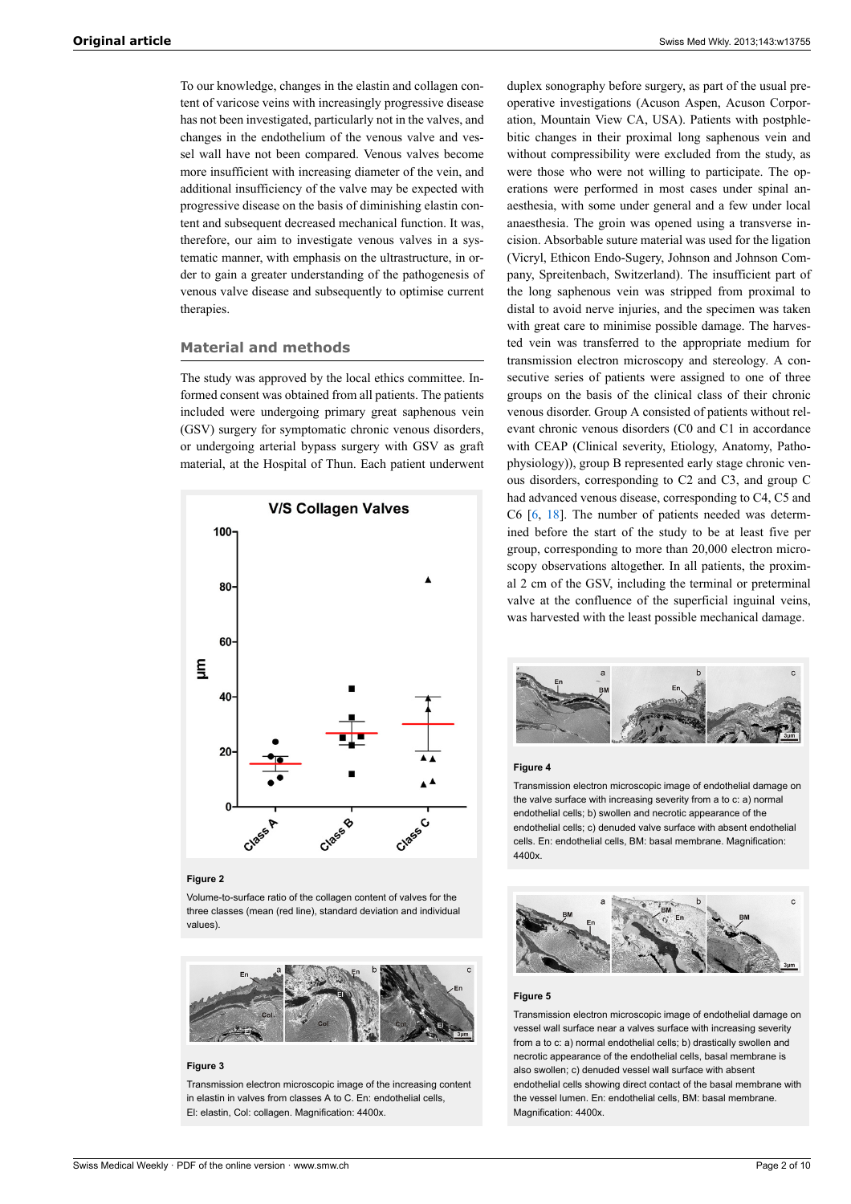To our knowledge, changes in the elastin and collagen content of varicose veins with increasingly progressive disease has not been investigated, particularly not in the valves, and changes in the endothelium of the venous valve and vessel wall have not been compared. Venous valves become more insufficient with increasing diameter of the vein, and additional insufficiency of the valve may be expected with progressive disease on the basis of diminishing elastin content and subsequent decreased mechanical function. It was, therefore, our aim to investigate venous valves in a systematic manner, with emphasis on the ultrastructure, in order to gain a greater understanding of the pathogenesis of venous valve disease and subsequently to optimise current therapies.

## Material and methods

The study was approved by the local ethics committee. Informed consent was obtained from all patients. The patients included were undergoing primary great saphenous vein (GSV) surgery for symptomatic chronic venous disorders, or undergoing arterial bypass surgery with GSV as graft material, at the Hospital of Thun. Each patient underwent duplex sonography before surgery, as part of the usual preoperative investigations (Acuson Aspen, Acuson Corporation, Mountain View CA, USA). Patients with postphlebitic changes in their proximal long saphenous vein and without compressibility were excluded from the study, as were those who were not willing to participate. The operations were performed in most cases under spinal anaesthesia, with some under general and a few under local anaesthesia. The groin was opened using a transverse incision. Absorbable suture material was used for the ligation (Vicryl, Ethicon Endo-Sugery, Johnson and Johnson Company, Spreitenbach, Switzerland). The insufficient part of the long saphenous vein was stripped from proximal to distal to avoid nerve injuries, and the specimen was taken with great care to minimise possible damage. The harvested vein was transferred to the appropriate medium for transmission electron microscopy and stereology. A consecutive series of patients were assigned to one of three groups on the basis of the clinical class of their chronic venous disorder. Group A consisted of patients without relevant chronic venous disorders (C0 and C1 in accordance with CEAP (Clinical severity, Etiology, Anatomy, Pathophysiology)), group B represented early stage chronic venous disorders, corresponding to C2 and C3, and group C had advanced venous disease, corresponding to C4, C5 and C6 [6, 18]. The number of patients needed was determined before the start of the study to be at least five per group, corresponding to more than 20,000 electron microscopy observations altogether. In all patients, the proximal 2 cm of the GSV, including the terminal or preterminal valve at the confluence of the superficial inguinal veins, was harvested with the least possible mechanical damage.

**Figure 2**

Volume-to-surface ratio of the collagen content of valves for the three classes (mean (red line), standard deviation and individual values).

**Figure 3**

Transmission electron microscopic image of the increasing content in elastin in valves from classes A to C. En: endothelial cells, El: elastin, Col: collagen. Magnification: 4400x.

**Figure 4**

Transmission electron microscopic image of endothelial damage on the valve surface with increasing severity from a to c: a) normal endothelial cells; b) swollen and necrotic appearance of the endothelial cells; c) denuded valve surface with absent endothelial cells. En: endothelial cells, BM: basal membrane. Magnification: 4400x.

**Figure 5**

Transmission electron microscopic image of endothelial damage on vessel wall surface near a valves surface with increasing severity from a to c: a) normal endothelial cells; b) drastically swollen and necrotic appearance of the endothelial cells, basal membrane is also swollen; c) denuded vessel wall surface with absent endothelial cells showing direct contact of the basal membrane with the vessel lumen. En: endothelial cells, BM: basal membrane. Magnification: 4400x.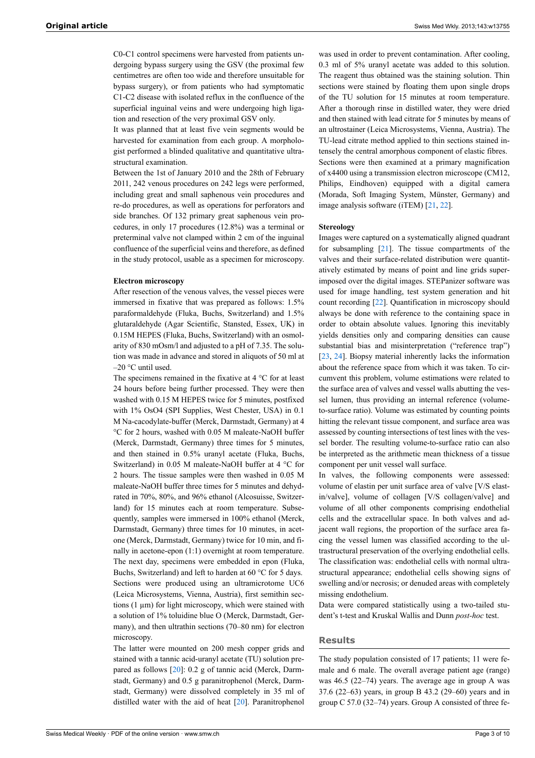C0-C1 control specimens were harvested from patients undergoing bypass surgery using the GSV (the proximal few centimetres are often too wide and therefore unsuitable for bypass surgery), or from patients who had symptomatic C1-C2 disease with isolated reflux in the confluence of the superficial inguinal veins and were undergoing high ligation and resection of the very proximal GSV only.

It was planned that at least five vein segments would be harvested for examination from each group. A morphologist performed a blinded qualitative and quantitative ultrastructural examination.

Between the 1st of January 2010 and the 28th of February 2011, 242 venous procedures on 242 legs were performed, including great and small saphenous vein procedures and re-do procedures, as well as operations for perforators and side branches. Of 132 primary great saphenous vein procedures, in only 17 procedures (12.8%) was a terminal or preterminal valve not clamped within 2 cm of the inguinal confluence of the superficial veins and therefore, as defined in the study protocol, usable as a specimen for microscopy.

#### Electron microscopy

After resection of the venous valves, the vessel pieces were immersed in fixative that was prepared as follows: 1.5% paraformaldehyde (Fluka, Buchs, Switzerland) and 1.5% glutaraldehyde (Agar Scientific, Stansted, Essex, UK) in 0.15M HEPES (Fluka, Buchs, Switzerland) with an osmolarity of 830 mOsm/l and adjusted to a pH of 7.35. The solution was made in advance and stored in aliquots of 50 ml at –20 °C until used.

The specimens remained in the fixative at 4 °C for at least 24 hours before being further processed. They were then washed with 0.15 M HEPES twice for 5 minutes, postfixed with 1% $OsO_4$ (SPI Supplies, West Chester, USA) in 0.1 M Na-cacodylate-buffer (Merck, Darmstadt, Germany) at 4 °C for 2 hours, washed with 0.05 M maleate-NaOH buffer (Merck, Darmstadt, Germany) three times for 5 minutes, and then stained in 0.5% uranyl acetate (Fluka, Buchs, Switzerland) in 0.05 M maleate-NaOH buffer at 4 °C for 2 hours. The tissue samples were then washed in 0.05 M maleate-NaOH buffer three times for 5 minutes and dehydrated in 70%, 80%, and 96% ethanol (Alcosuisse, Switzerland) for 15 minutes each at room temperature. Subsequently, samples were immersed in 100% ethanol (Merck, Darmstadt, Germany) three times for 10 minutes, in acetone (Merck, Darmstadt, Germany) twice for 10 min, and finally in acetone-epon (1:1) overnight at room temperature. The next day, specimens were embedded in epon (Fluka, Buchs, Switzerland) and left to harden at 60 °C for 5 days.

Sections were produced using an ultramicrotome UC6 (Leica Microsystems, Vienna, Austria), first semithin sections (1 µm) for light microscopy, which were stained with a solution of 1% toluidine blue O (Merck, Darmstadt, Germany), and then ultrathin sections (70–80 nm) for electron microscopy.

The latter were mounted on 200 mesh copper grids and stained with a tannic acid-uranyl acetate (TU) solution prepared as follows [20]: 0.2 g of tannic acid (Merck, Darmstadt, Germany) and 0.5 g paranitrophenol (Merck, Darmstadt, Germany) were dissolved completely in 35 ml of distilled water with the aid of heat [20]. Paranitrophenol was used in order to prevent contamination. After cooling, 0.3 ml of 5% uranyl acetate was added to this solution. The reagent thus obtained was the staining solution. Thin sections were stained by floating them upon single drops of the TU solution for 15 minutes at room temperature. After a thorough rinse in distilled water, they were dried and then stained with lead citrate for 5 minutes by means of an ultrostainer (Leica Microsystems, Vienna, Austria). The TU-lead citrate method applied to thin sections stained intensely the central amorphous component of elastic fibres.

Sections were then examined at a primary magnification of x4400 using a transmission electron microscope (CM12, Philips, Eindhoven) equipped with a digital camera (Morada, Soft Imaging System, Münster, Germany) and image analysis software (iTEM) [21, 22].

#### Stereology

Images were captured on a systematically aligned quadrant for subsampling [21]. The tissue compartments of the valves and their surface-related distribution were quantitatively estimated by means of point and line grids superimposed over the digital images. STEPanizer software was used for image handling, test system generation and hit count recording [22]. Quantification in microscopy should always be done with reference to the containing space in order to obtain absolute values. Ignoring this inevitably yields densities only and comparing densities can cause substantial bias and misinterpretation ("reference trap") [23, 24]. Biopsy material inherently lacks the information about the reference space from which it was taken. To circumvent this problem, volume estimations were related to the surface area of valves and vessel walls abutting the vessel lumen, thus providing an internal reference (volume-to-surface ratio). Volume was estimated by counting points hitting the relevant tissue component, and surface area was assessed by counting intersections of test lines with the vessel border. The resulting volume-to-surface ratio can also be interpreted as the arithmetic mean thickness of a tissue component per unit vessel wall surface.

In valves, the following components were assessed: volume of elastin per unit surface area of valve [V/S elastin/valve], volume of collagen [V/S collagen/valve] and volume of all other components comprising endothelial cells and the extracellular space. In both valves and adjacent wall regions, the proportion of the surface area facing the vessel lumen was classified according to the ultrastructural preservation of the overlying endothelial cells. The classification was: endothelial cells with normal ultrastructural appearance; endothelial cells showing signs of swelling and/or necrosis; or denuded areas with completely missing endothelium.

Data were compared statistically using a two-tailed student's t-test and Kruskal Wallis and Dunn *post-hoc* test.

## Results

The study population consisted of 17 patients; 11 were female and 6 male. The overall average patient age (range) was 46.5 (22–74) years. The average age in group A was 37.6 (22–63) years, in group B 43.2 (29–60) years and in group C 57.0 (32–74) years. Group A consisted of three fe-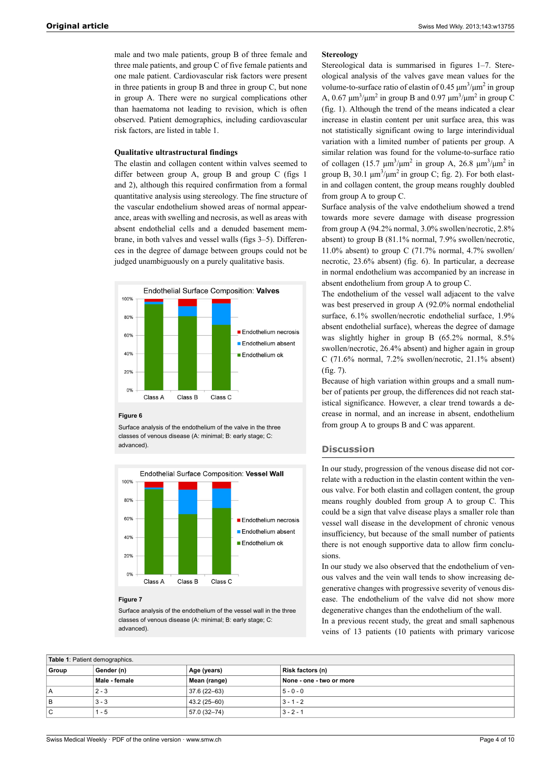male and two male patients, group B of three female and three male patients, and group C of five female patients and one male patient. Cardiovascular risk factors were present in three patients in group B and three in group C, but none in group A. There were no surgical complications other than haematoma not leading to revision, which is often observed. Patient demographics, including cardiovascular risk factors, are listed in table 1.

### Qualitative ultrastructural findings

The elastin and collagen content within valves seemed to differ between group A, group B and group C (figs 1 and 2), although this required confirmation from a formal quantitative analysis using stereology. The fine structure of the vascular endothelium showed areas of normal appearance, areas with swelling and necrosis, as well as areas with absent endothelial cells and a denuded basement membrane, in both valves and vessel walls (figs 3–5). Differences in the degree of damage between groups could not be judged unambiguously on a purely qualitative basis.

**Figure 6**

Surface analysis of the endothelium of the valve in the three classes of venous disease (A: minimal; B: early stage; C: advanced).

**Figure 7**

Surface analysis of the endothelium of the vessel wall in the three classes of venous disease (A: minimal; B: early stage; C: advanced).

### Stereology

Stereological data is summarised in figures 1–7. Stereological analysis of the valves gave mean values for the volume-to-surface ratio of elastin of 0.45 $\mu m^3/\mu m^2$ in group A, 0.67 $\mu m^3/\mu m^2$ in group B and 0.97 $\mu m^3/\mu m^2$ in group C (fig. 1). Although the trend of the means indicated a clear increase in elastin content per unit surface area, this was not statistically significant owing to large interindividual variation with a limited number of patients per group. A similar relation was found for the volume-to-surface ratio of collagen (15.7 $\mu m^3/\mu m^2$ in group A, 26.8 $\mu m^3/\mu m^2$ in group B, 30.1 $\mu m^3/\mu m^2$ in group C; fig. 2). For both elastin and collagen content, the group means roughly doubled from group A to group C.

Surface analysis of the valve endothelium showed a trend towards more severe damage with disease progression from group A (94.2% normal, 3.0% swollen/necrotic, 2.8% absent) to group B (81.1% normal, 7.9% swollen/necrotic, 11.0% absent) to group C (71.7% normal, 4.7% swollen/necrotic, 23.6% absent) (fig. 6). In particular, a decrease in normal endothelium was accompanied by an increase in absent endothelium from group A to group C.

The endothelium of the vessel wall adjacent to the valve was best preserved in group A (92.0% normal endothelial surface, 6.1% swollen/necrotic endothelial surface, 1.9% absent endothelial surface), whereas the degree of damage was slightly higher in group B (65.2% normal, 8.5% swollen/necrotic, 26.4% absent) and higher again in group C (71.6% normal, 7.2% swollen/necrotic, 21.1% absent) (fig. 7).

Because of high variation within groups and a small number of patients per group, the differences did not reach statistical significance. However, a clear trend towards a decrease in normal, and an increase in absent, endothelium from group A to groups B and C was apparent.

## Discussion

In our study, progression of the venous disease did not correlate with a reduction in the elastin content within the venous valve. For both elastin and collagen content, the group means roughly doubled from group A to group C. This could be a sign that valve disease plays a smaller role than vessel wall disease in the development of chronic venous insufficiency, but because of the small number of patients there is not enough supportive data to allow firm conclusions.

In our study we also observed that the endothelium of venous valves and the vein wall tends to show increasing degenerative changes with progressive severity of venous disease. The endothelium of the valve did not show more degenerative changes than the endothelium of the wall.

In a previous recent study, the great and small saphenous veins of 13 patients (10 patients with primary varicose

**Table 1**: Patient demographics.

| Group | Gender (n) | Age (years) | Risk factors (n) |
|---|---|---|---|
| | Male - female | Mean (range) | None - one - two or more |
| A | 2 - 3 | 37.6 (22–63) | 5 - 0 - 0 |
| B | 3 - 3 | 43.2 (25–60) | 3 - 1 - 2 |
| C | 1 - 5 | 57.0 (32–74) | 3 - 2 - 1 |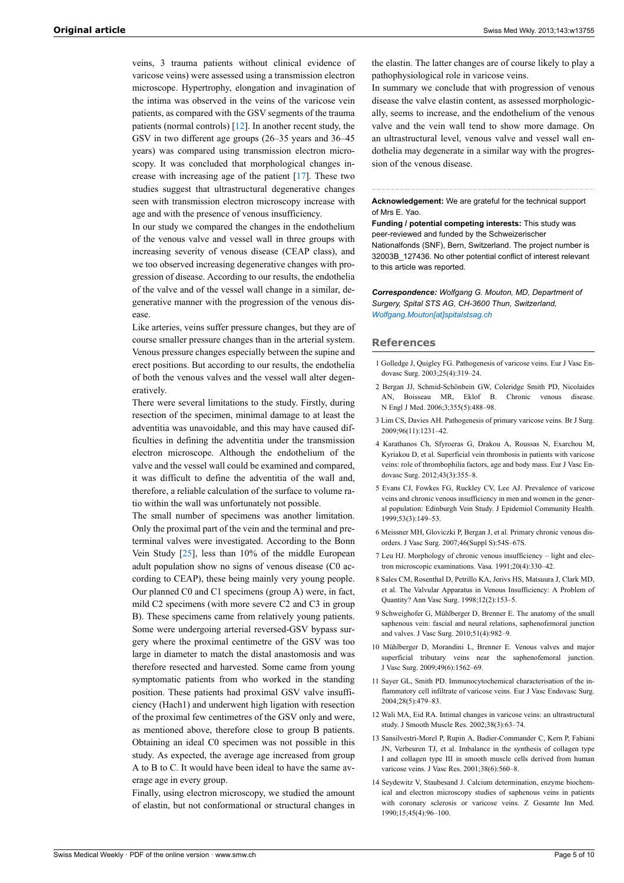veins, 3 trauma patients without clinical evidence of varicose veins) were assessed using a transmission electron microscope. Hypertrophy, elongation and invagination of the intima was observed in the veins of the varicose vein patients, as compared with the GSV segments of the trauma patients (normal controls) [12]. In another recent study, the GSV in two different age groups (26–35 years and 36–45 years) was compared using transmission electron microscopy. It was concluded that morphological changes increase with increasing age of the patient [17]. These two studies suggest that ultrastructural degenerative changes seen with transmission electron microscopy increase with age and with the presence of venous insufficiency.

In our study we compared the changes in the endothelium of the venous valve and vessel wall in three groups with increasing severity of venous disease (CEAP class), and we too observed increasing degenerative changes with progression of disease. According to our results, the endothelia of the valve and of the vessel wall change in a similar, degenerative manner with the progression of the venous disease.

Like arteries, veins suffer pressure changes, but they are of course smaller pressure changes than in the arterial system. Venous pressure changes especially between the supine and erect positions. But according to our results, the endothelia of both the venous valves and the vessel wall alter degeneratively.

There were several limitations to the study. Firstly, during resection of the specimen, minimal damage to at least the adventitia was unavoidable, and this may have caused difficulties in defining the adventitia under the transmission electron microscope. Although the endothelium of the valve and the vessel wall could be examined and compared, it was difficult to define the adventitia of the wall and, therefore, a reliable calculation of the surface to volume ratio within the wall was unfortunately not possible.

The small number of specimens was another limitation. Only the proximal part of the vein and the terminal and preterminal valves were investigated. According to the Bonn Vein Study [25], less than 10% of the middle European adult population show no signs of venous disease (C0 according to CEAP), these being mainly very young people. Our planned C0 and C1 specimens (group A) were, in fact, mild C2 specimens (with more severe C2 and C3 in group B). These specimens came from relatively young patients. Some were undergoing arterial reversed-GSV bypass surgery where the proximal centimetre of the GSV was too large in diameter to match the distal anastomosis and was therefore resected and harvested. Some came from young symptomatic patients from who worked in the standing position. These patients had proximal GSV valve insufficiency (Hach1) and underwent high ligation with resection of the proximal few centimetres of the GSV only and were, as mentioned above, therefore close to group B patients. Obtaining an ideal C0 specimen was not possible in this study. As expected, the average age increased from group A to B to C. It would have been ideal to have the same average age in every group.

Finally, using electron microscopy, we studied the amount of elastin, but not conformational or structural changes in the elastin. The latter changes are of course likely to play a pathophysiological role in varicose veins.

In summary we conclude that with progression of venous disease the valve elastin content, as assessed morphologically, seems to increase, and the endothelium of the venous valve and the vein wall tend to show more damage. On an ultrastructural level, venous valve and vessel wall endothelia may degenerate in a similar way with the progression of the venous disease.

**Acknowledgement:** We are grateful for the technical support of Mrs E. Yao.

**Funding / potential competing interests:** This study was peer-reviewed and funded by the Schweizerischer Nationalfonds (SNF), Bern, Switzerland. The project number is 32003B_127436. No other potential conflict of interest relevant to this article was reported.

***Correspondence:*** *Wolfgang G. Mouton, MD, Department of Surgery, Spital STS AG, CH-3600 Thun, Switzerland, Wolfgang.Mouton[at]spitalstsag.ch*

## References

1. Golledge J, Quigley FG. Pathogenesis of varicose veins. Eur J Vasc Endovasc Surg. 2003;25(4):319–24.
2. Bergan JJ, Schmid-Schönbein GW, Coleridge Smith PD, Nicolaides AN, Boisseau MR, Eklof B. Chronic venous disease. N Engl J Med. 2006;3;355(5):488–98.
3. Lim CS, Davies AH. Pathogenesis of primary varicose veins. Br J Surg. 2009;96(11):1231–42.
4. Karathanos Ch, Sfyroeras G, Drakou A, Roussas N, Exarchou M, Kyriakou D, et al. Superficial vein thrombosis in patients with varicose veins: role of thrombophilia factors, age and body mass. Eur J Vasc Endovasc Surg. 2012;43(3):355–8.
5. Evans CJ, Fowkes FG, Ruckley CV, Lee AJ. Prevalence of varicose veins and chronic venous insufficiency in men and women in the general population: Edinburgh Vein Study. J Epidemiol Community Health. 1999;53(3):149–53.
6. Meissner MH, Gloviczki P, Bergan J, et al. Primary chronic venous disorders. J Vasc Surg. 2007;46(Suppl S):54S–67S.
7. Leu HJ. Morphology of chronic venous insufficiency – light and electron microscopic examinations. Vasa. 1991;20(4):330–42.
8. Sales CM, Rosenthal D, Petrillo KA, Jerivs HS, Matsuura J, Clark MD, et al. The Valvular Apparatus in Venous Insufficiency: A Problem of Quantity? Ann Vasc Surg. 1998;12(2):153–5.
9. Schweighofer G, Mühlberger D, Brenner E. The anatomy of the small saphenous vein: fascial and neural relations, saphenofemoral junction and valves. J Vasc Surg. 2010;51(4):982–9.
10. Mühlberger D, Morandini L, Brenner E. Venous valves and major superficial tributary veins near the saphenofemoral junction. J Vasc Surg. 2009;49(6):1562–69.
11. Sayer GL, Smith PD. Immunocytochemical characterisation of the inflammatory cell infiltrate of varicose veins. Eur J Vasc Endovasc Surg. 2004;28(5):479–83.
12. Wali MA, Eid RA. Intimal changes in varicose veins: an ultrastructural study. J Smooth Muscle Res. 2002;38(3):63–74.
13. Sansilvestri-Morel P, Rupin A, Badier-Commander C, Kern P, Fabiani JN, Verbeuren TJ, et al. Imbalance in the synthesis of collagen type I and collagen type III in smooth muscle cells derived from human varicose veins. J Vasc Res. 2001;38(6):560–8.
14. Seydewitz V, Staubesand J. Calcium determination, enzyme biochemical and electron microscopy studies of saphenous veins in patients with coronary sclerosis or varicose veins. Z Gesamte Inn Med. 1990;15;45(4):96–100.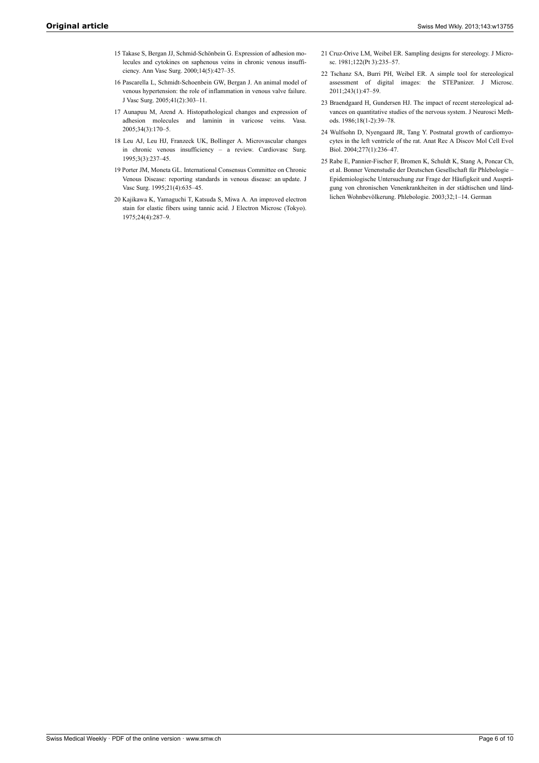15 Takase S, Bergan JJ, Schmid-Schönbein G. Expression of adhesion molecules and cytokines on saphenous veins in chronic venous insufficiency. Ann Vasc Surg. 2000;14(5):427–35.

16 Pascarella L, Schmidt-Schoenbein GW, Bergan J. An animal model of venous hypertension: the role of inflammation in venous valve failure. J Vasc Surg. 2005;41(2):303–11.

17 Aunapuu M, Arend A. Histopathological changes and expression of adhesion molecules and laminin in varicose veins. Vasa. 2005;34(3):170–5.

18 Leu AJ, Leu HJ, Franzeck UK, Bollinger A. Microvascular changes in chronic venous insufficiency – a review. Cardiovasc Surg. 1995;3(3):237–45.

19 Porter JM, Moneta GL. International Consensus Committee on Chronic Venous Disease: reporting standards in venous disease: an update. J Vasc Surg. 1995;21(4):635–45.

20 Kajikawa K, Yamaguchi T, Katsuda S, Miwa A. An improved electron stain for elastic fibers using tannic acid. J Electron Microsc (Tokyo). 1975;24(4):287–9.

21 Cruz-Orive LM, Weibel ER. Sampling designs for stereology. J Microsc. 1981;122(Pt 3):235–57.

22 Tschanz SA, Burri PH, Weibel ER. A simple tool for stereological assessment of digital images: the STEPanizer. J Microsc. 2011;243(1):47–59.

23 Braendgaard H, Gundersen HJ. The impact of recent stereological advances on quantitative studies of the nervous system. J Neurosci Methods. 1986;18(1-2):39–78.

24 Wulfsohn D, Nyengaard JR, Tang Y. Postnatal growth of cardiomyocytes in the left ventricle of the rat. Anat Rec A Discov Mol Cell Evol Biol. 2004;277(1):236–47.

25 Rabe E, Pannier-Fischer F, Bromen K, Schuldt K, Stang A, Poncar Ch, et al. Bonner Venenstudie der Deutschen Gesellschaft für Phlebologie – Epidemiologische Untersuchung zur Frage der Häufigkeit und Ausprägung von chronischen Venenkrankheiten in der städtischen und ländlichen Wohnbevölkerung. Phlebologie. 2003;32;1–14. German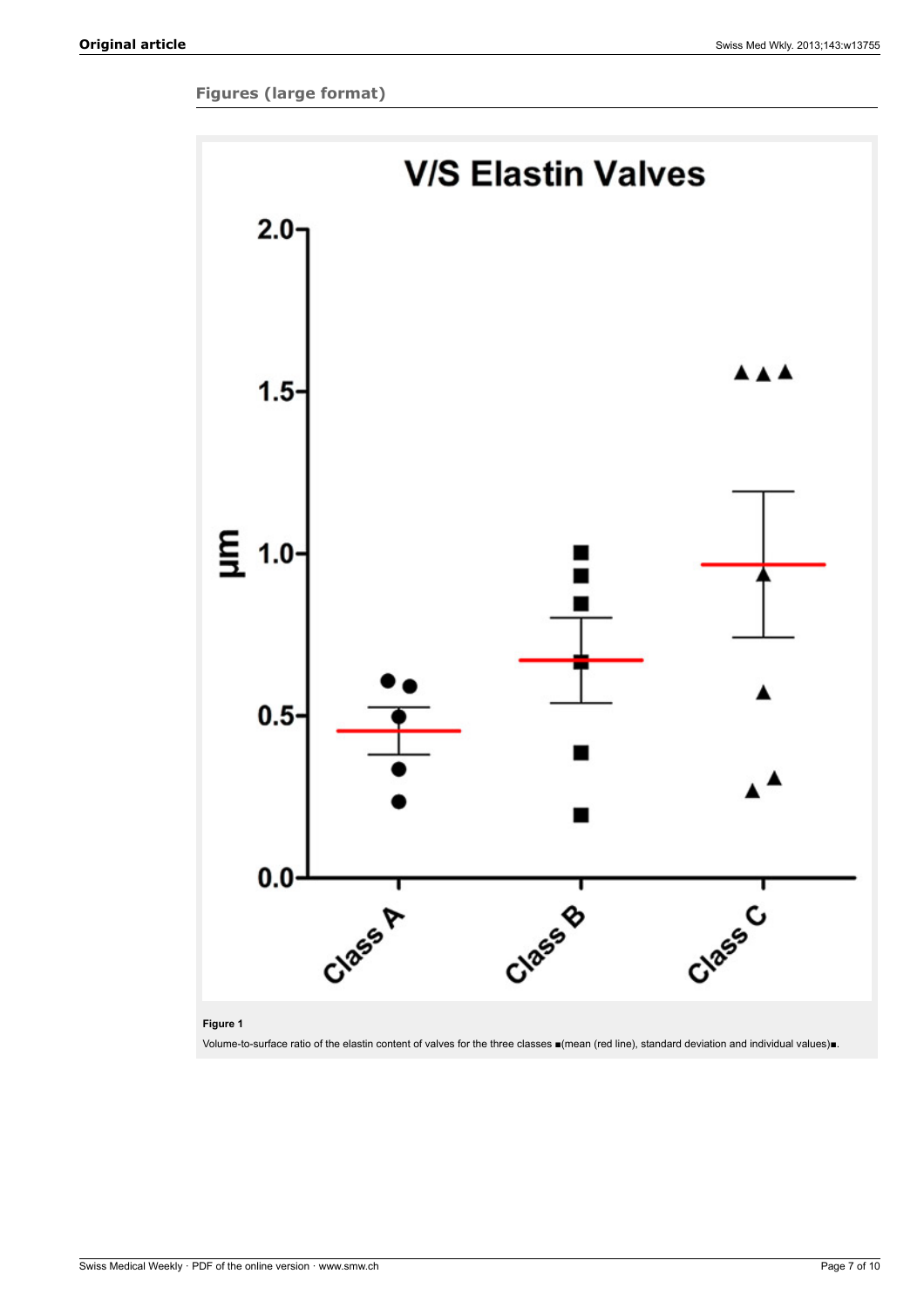## Figures (large format)

**Figure 1**

Volume-to-surface ratio of the elastin content of valves for the three classes ■(mean (red line), standard deviation and individual values)■.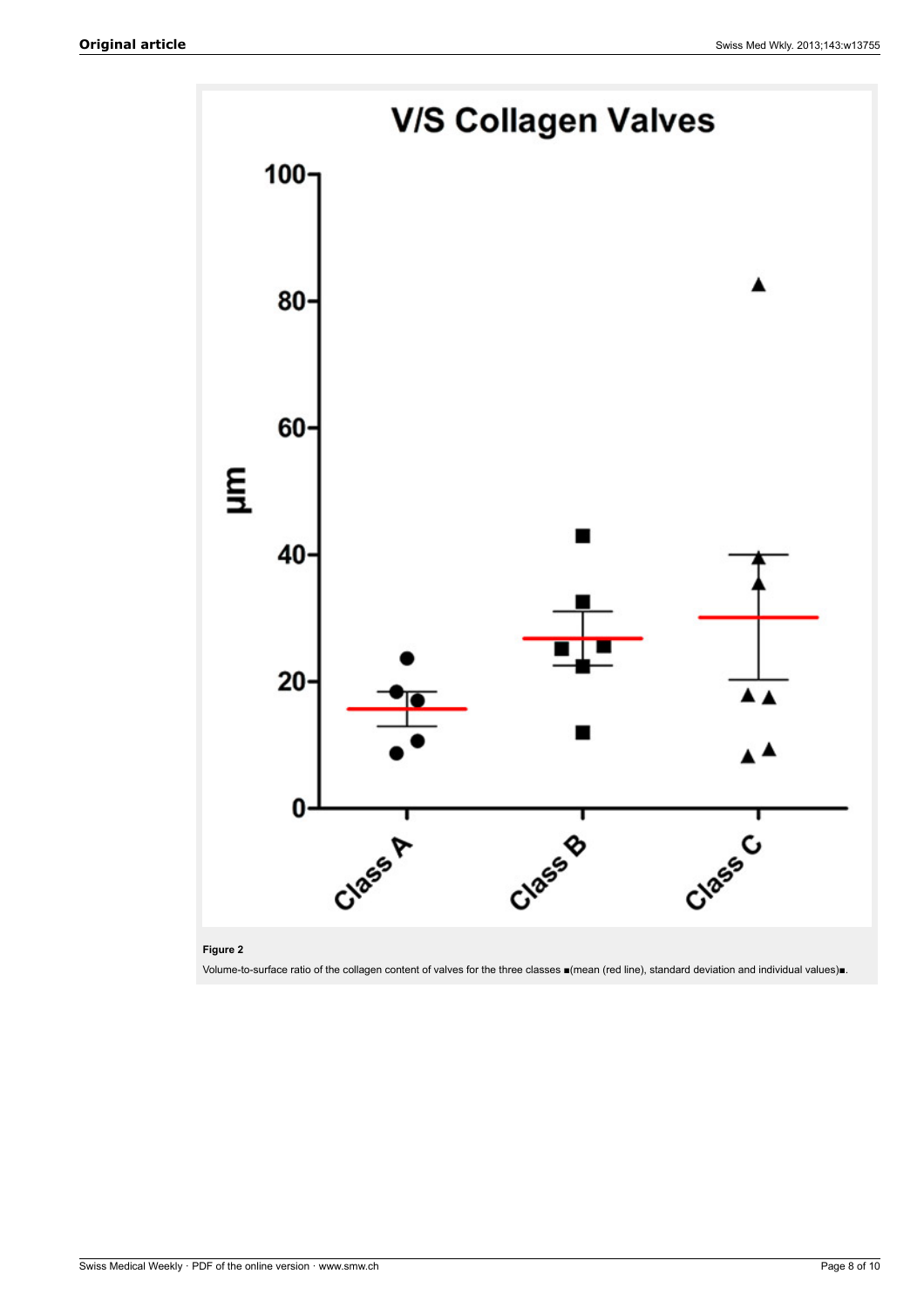**Figure 2**

Volume-to-surface ratio of the collagen content of valves for the three classes ■(mean (red line), standard deviation and individual values)■.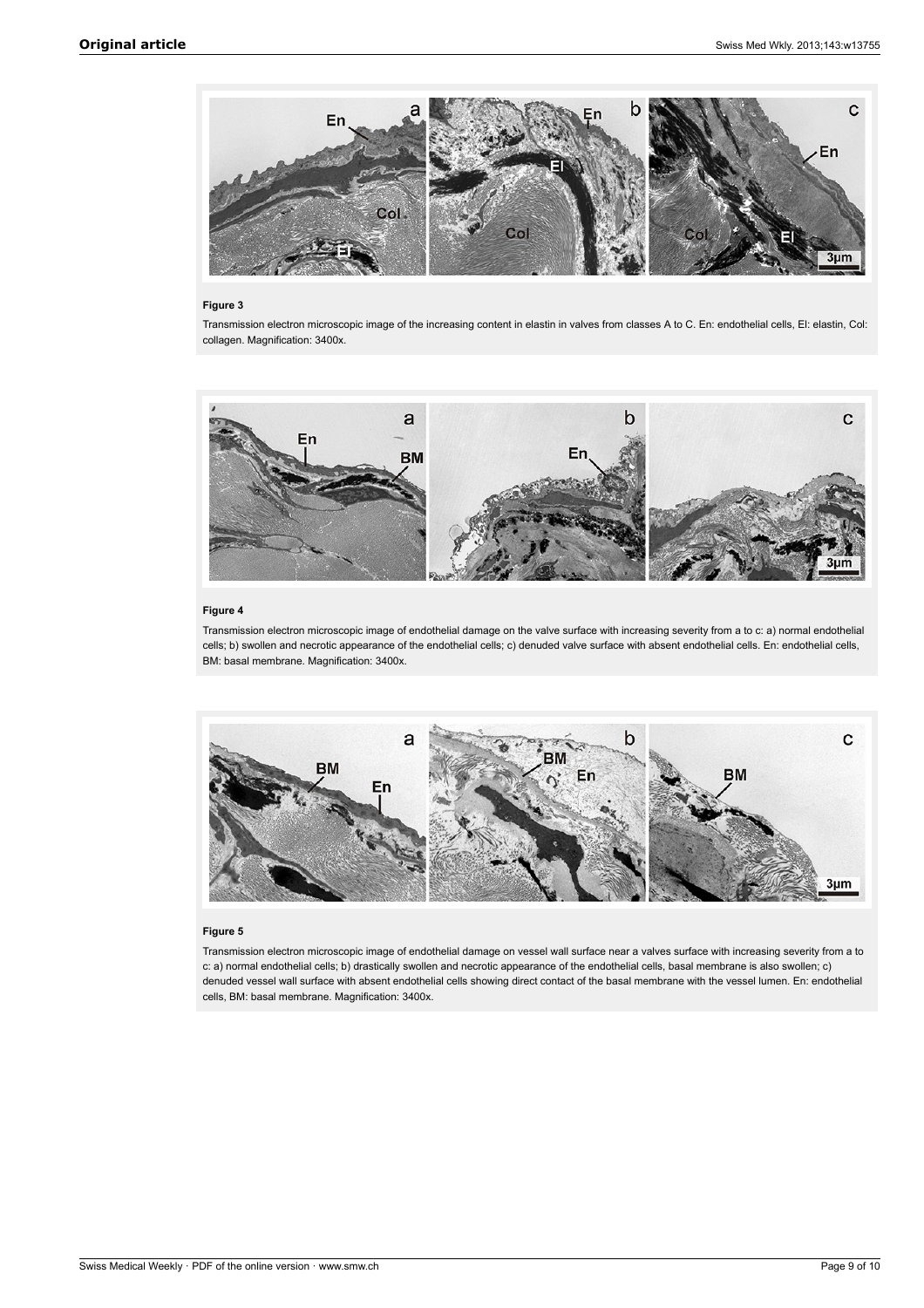**Figure 3**

Transmission electron microscopic image of the increasing content in elastin in valves from classes A to C. En: endothelial cells, El: elastin, Col: collagen. Magnification: 3400x.

**Figure 4**

Transmission electron microscopic image of endothelial damage on the valve surface with increasing severity from a to c: a) normal endothelial cells; b) swollen and necrotic appearance of the endothelial cells; c) denuded valve surface with absent endothelial cells. En: endothelial cells, BM: basal membrane. Magnification: 3400x.

**Figure 5**

Transmission electron microscopic image of endothelial damage on vessel wall surface near a valves surface with increasing severity from a to c: a) normal endothelial cells; b) drastically swollen and necrotic appearance of the endothelial cells, basal membrane is also swollen; c) denuded vessel wall surface with absent endothelial cells showing direct contact of the basal membrane with the vessel lumen. En: endothelial cells, BM: basal membrane. Magnification: 3400x.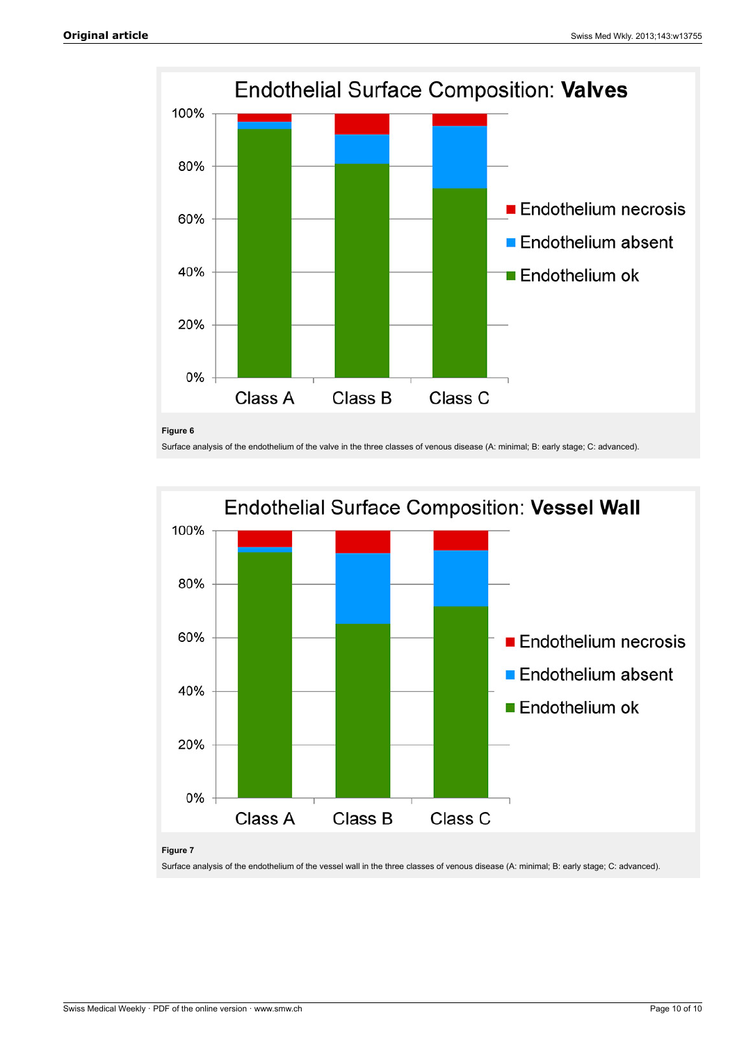Endothelial Surface Composition: **Valves**

100%
80%
60%
40%
20%
0%

Class A
Class B
Class C

Endothelium necrosis
Endothelium absent
Endothelium ok

**Figure 6**

Surface analysis of the endothelium of the valve in the three classes of venous disease (A: minimal; B: early stage; C: advanced).

Endothelial Surface Composition: **Vessel Wall**

100%
80%
60%
40%
20%
0%

Class A
Class B
Class C

Endothelium necrosis
Endothelium absent
Endothelium ok

**Figure 7**

Surface analysis of the endothelium of the vessel wall in the three classes of venous disease (A: minimal; B: early stage; C: advanced).